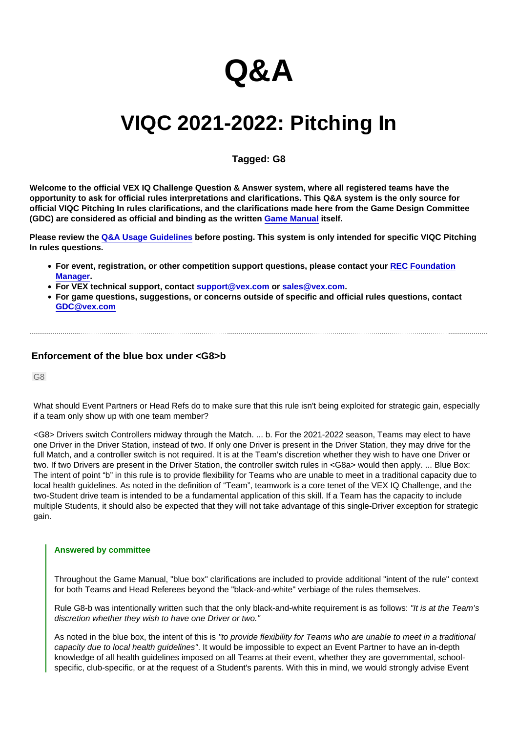# Q&A

# VIQC 2021-2022: Pitching In

**Tagged: G8**

**Welcome to the official VEX IQ Challenge Question & Answer system, where all registered teams have the opportunity to ask for official rules interpretations and clarifications. This Q&A system is the only source for official VIQC Pitching In rules clarifications, and the clarifications made here from the Game Design Committee (GDC) are considered as official and binding as the written [Game Manual](#) itself.**

**Please review the [Q&A Usage Guidelines](#) before posting. This system is only intended for specific VIQC Pitching In rules questions.**

- **For event, registration, or other competition support questions, please contact your [REC Foundation Manager](#).**
- **For VEX technical support, contact [support@vex.com](#) or [sales@vex.com](#).**
- **For game questions, suggestions, or concerns outside of specific and official rules questions, contact [GDC@vex.com](#)**

---

## Enforcement of the blue box under <G8>b

G8

What should Event Partners or Head Refs do to make sure that this rule isn't being exploited for strategic gain, especially if a team only show up with one team member?

<G8> Drivers switch Controllers midway through the Match. ... b. For the 2021-2022 season, Teams may elect to have one Driver in the Driver Station, instead of two. If only one Driver is present in the Driver Station, they may drive for the full Match, and a controller switch is not required. It is at the Team's discretion whether they wish to have one Driver or two. If two Drivers are present in the Driver Station, the controller switch rules in <G8a> would then apply. ... Blue Box: The intent of point "b" in this rule is to provide flexibility for Teams who are unable to meet in a traditional capacity due to local health guidelines. As noted in the definition of "Team", teamwork is a core tenet of the VEX IQ Challenge, and the two-Student drive team is intended to be a fundamental application of this skill. If a Team has the capacity to include multiple Students, it should also be expected that they will not take advantage of this single-Driver exception for strategic gain.

> **Answered by committee**
>
> Throughout the Game Manual, "blue box" clarifications are included to provide additional "intent of the rule" context for both Teams and Head Referees beyond the "black-and-white" verbiage of the rules themselves.
>
> Rule G8-b was intentionally written such that the only black-and-white requirement is as follows: *"It is at the Team's discretion whether they wish to have one Driver or two."*
>
> As noted in the blue box, the intent of this is *"to provide flexibility for Teams who are unable to meet in a traditional capacity due to local health guidelines"*. It would be impossible to expect an Event Partner to have an in-depth knowledge of all health guidelines imposed on all Teams at their event, whether they are governmental, school-specific, club-specific, or at the request of a Student's parents. With this in mind, we would strongly advise Event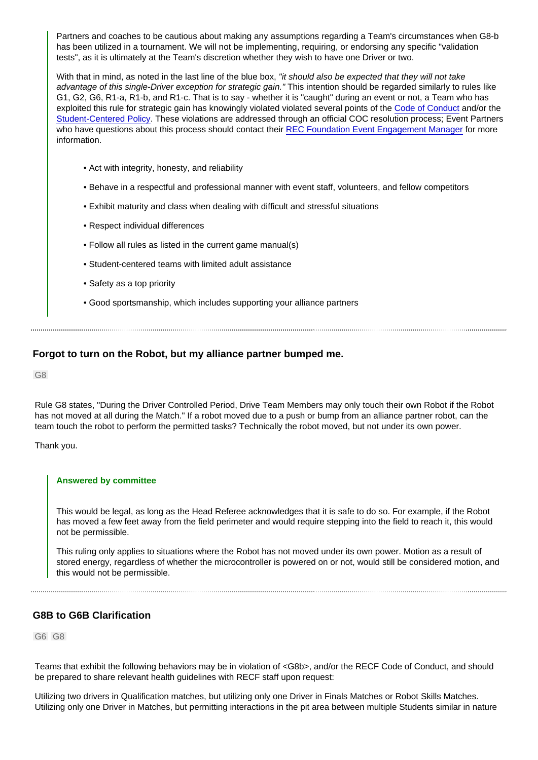> Partners and coaches to be cautious about making any assumptions regarding a Team's circumstances when G8-b has been utilized in a tournament. We will not be implementing, requiring, or endorsing any specific "validation tests", as it is ultimately at the Team's discretion whether they wish to have one Driver or two.
>
> With that in mind, as noted in the last line of the blue box, *"it should also be expected that they will not take advantage of this single-Driver exception for strategic gain."* This intention should be regarded similarly to rules like G1, G2, G6, R1-a, R1-b, and R1-c. That is to say - whether it is "caught" during an event or not, a Team who has exploited this rule for strategic gain has knowingly violated violated several points of the Code of Conduct and/or the Student-Centered Policy. These violations are addressed through an official COC resolution process; Event Partners who have questions about this process should contact their REC Foundation Event Engagement Manager for more information.
>
> - Act with integrity, honesty, and reliability
> - Behave in a respectful and professional manner with event staff, volunteers, and fellow competitors
> - Exhibit maturity and class when dealing with difficult and stressful situations
> - Respect individual differences
> - Follow all rules as listed in the current game manual(s)
> - Student-centered teams with limited adult assistance
> - Safety as a top priority
> - Good sportsmanship, which includes supporting your alliance partners

---

### Forgot to turn on the Robot, but my alliance partner bumped me.

G8

Rule G8 states, "During the Driver Controlled Period, Drive Team Members may only touch their own Robot if the Robot has not moved at all during the Match." If a robot moved due to a push or bump from an alliance partner robot, can the team touch the robot to perform the permitted tasks? Technically the robot moved, but not under its own power.

Thank you.

> **Answered by committee**
>
> This would be legal, as long as the Head Referee acknowledges that it is safe to do so. For example, if the Robot has moved a few feet away from the field perimeter and would require stepping into the field to reach it, this would not be permissible.
>
> This ruling only applies to situations where the Robot has not moved under its own power. Motion as a result of stored energy, regardless of whether the microcontroller is powered on or not, would still be considered motion, and this would not be permissible.

---

### G8B to G6B Clarification

G6 G8

Teams that exhibit the following behaviors may be in violation of <G8b>, and/or the RECF Code of Conduct, and should be prepared to share relevant health guidelines with RECF staff upon request:

Utilizing two drivers in Qualification matches, but utilizing only one Driver in Finals Matches or Robot Skills Matches. Utilizing only one Driver in Matches, but permitting interactions in the pit area between multiple Students similar in nature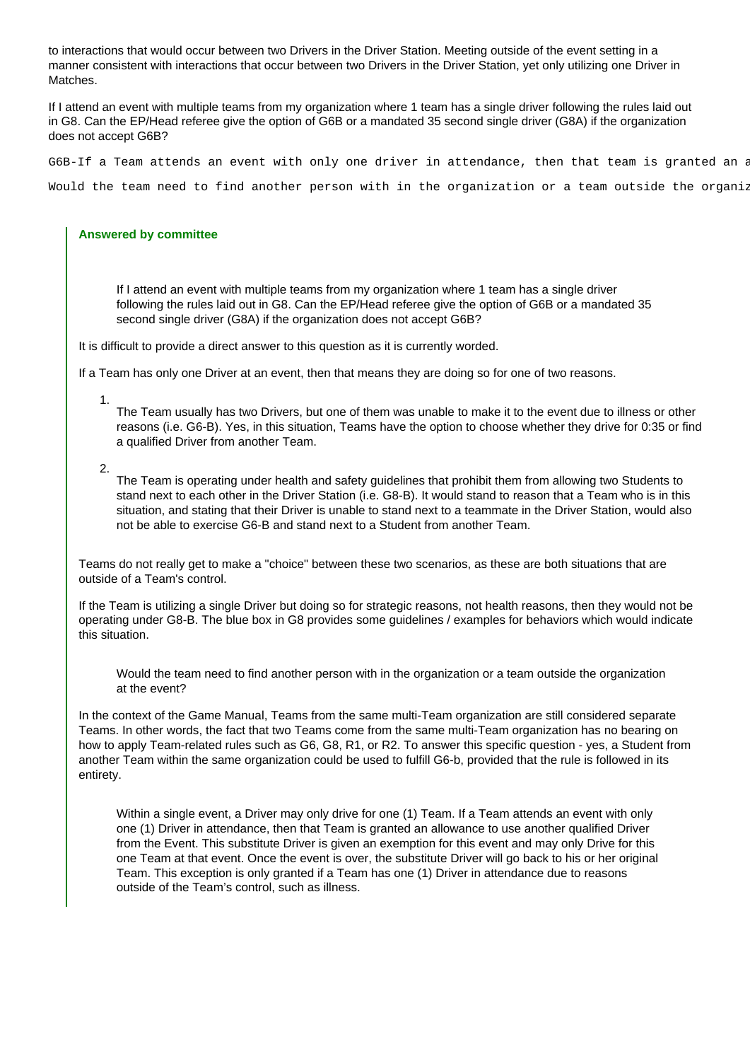to interactions that would occur between two Drivers in the Driver Station. Meeting outside of the event setting in a manner consistent with interactions that occur between two Drivers in the Driver Station, yet only utilizing one Driver in Matches.

If I attend an event with multiple teams from my organization where 1 team has a single driver following the rules laid out in G8. Can the EP/Head referee give the option of G6B or a mandated 35 second single driver (G8A) if the organization does not accept G6B?

```
G6B-If a Team attends an event with only one driver in attendance, then that team is granted an a
```

```
Would the team need to find another person with in the organization or a team outside the organiz
```

**Answered by committee**

> If I attend an event with multiple teams from my organization where 1 team has a single driver following the rules laid out in G8. Can the EP/Head referee give the option of G6B or a mandated 35 second single driver (G8A) if the organization does not accept G6B?

It is difficult to provide a direct answer to this question as it is currently worded.

If a Team has only one Driver at an event, then that means they are doing so for one of two reasons.

1. The Team usually has two Drivers, but one of them was unable to make it to the event due to illness or other reasons (i.e. G6-B). Yes, in this situation, Teams have the option to choose whether they drive for 0:35 or find a qualified Driver from another Team.
2. The Team is operating under health and safety guidelines that prohibit them from allowing two Students to stand next to each other in the Driver Station (i.e. G8-B). It would stand to reason that a Team who is in this situation, and stating that their Driver is unable to stand next to a teammate in the Driver Station, would also not be able to exercise G6-B and stand next to a Student from another Team.

Teams do not really get to make a "choice" between these two scenarios, as these are both situations that are outside of a Team's control.

If the Team is utilizing a single Driver but doing so for strategic reasons, not health reasons, then they would not be operating under G8-B. The blue box in G8 provides some guidelines / examples for behaviors which would indicate this situation.

> Would the team need to find another person with in the organization or a team outside the organization at the event?

In the context of the Game Manual, Teams from the same multi-Team organization are still considered separate Teams. In other words, the fact that two Teams come from the same multi-Team organization has no bearing on how to apply Team-related rules such as G6, G8, R1, or R2. To answer this specific question - yes, a Student from another Team within the same organization could be used to fulfill G6-b, provided that the rule is followed in its entirety.

> Within a single event, a Driver may only drive for one (1) Team. If a Team attends an event with only one (1) Driver in attendance, then that Team is granted an allowance to use another qualified Driver from the Event. This substitute Driver is given an exemption for this event and may only Drive for this one Team at that event. Once the event is over, the substitute Driver will go back to his or her original Team. This exception is only granted if a Team has one (1) Driver in attendance due to reasons outside of the Team's control, such as illness.